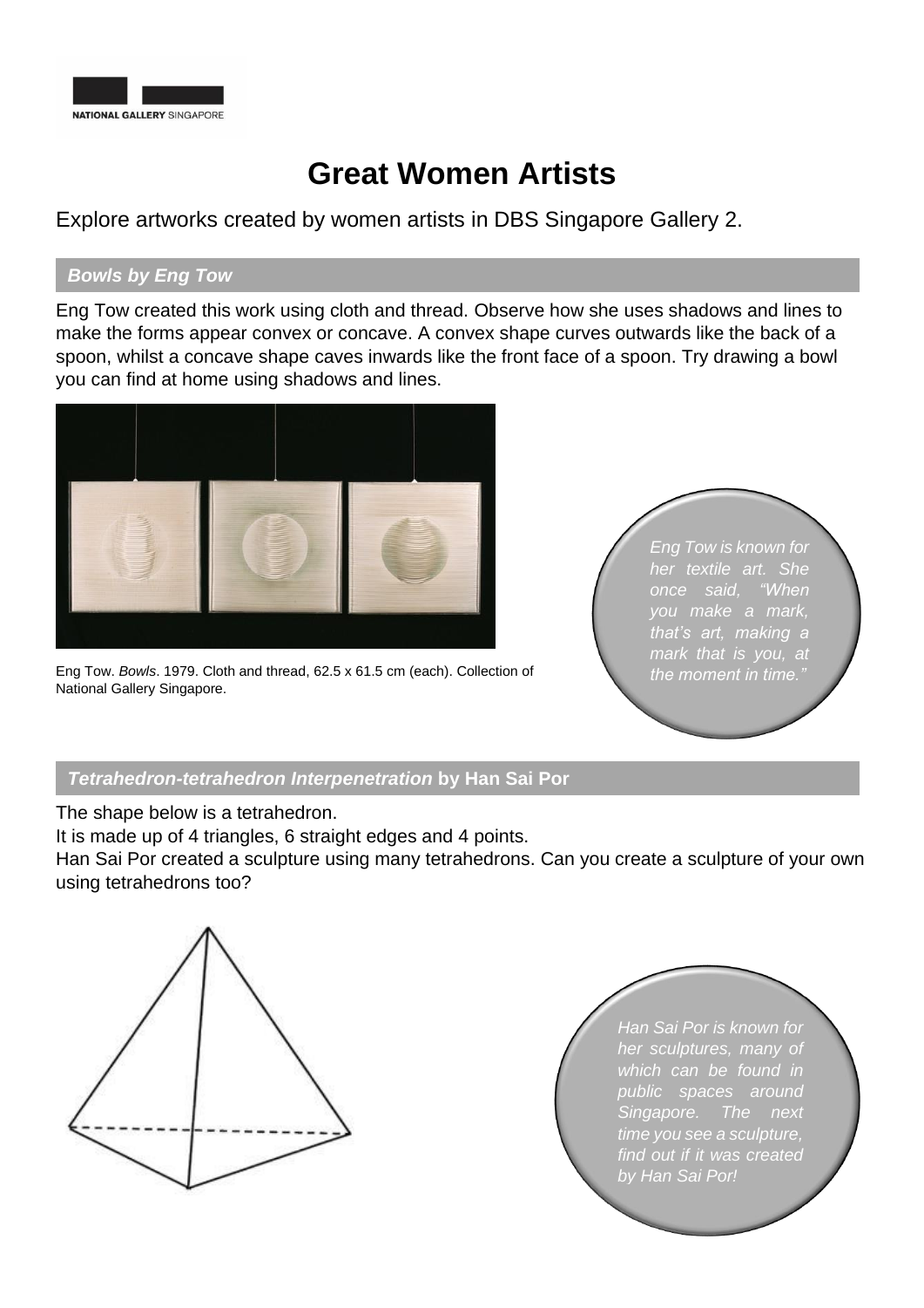NATIONAL GALLERY SINGAPORE

# Great Women Artists

Explore artworks created by women artists in DBS Singapore Gallery 2.

## *Bowls by Eng Tow*

Eng Tow created this work using cloth and thread. Observe how she uses shadows and lines to make the forms appear convex or concave. A convex shape curves outwards like the back of a spoon, whilst a concave shape caves inwards like the front face of a spoon. Try drawing a bowl you can find at home using shadows and lines.

Eng Tow. *Bowls*. 1979. Cloth and thread, 62.5 x 61.5 cm (each). Collection of National Gallery Singapore.

*Eng Tow is known for her textile art. She once said, "When you make a mark, that's art, making a mark that is you, at the moment in time."*

## *Tetrahedron-tetrahedron Interpenetration* by Han Sai Por

The shape below is a tetrahedron.

It is made up of 4 triangles, 6 straight edges and 4 points.

Han Sai Por created a sculpture using many tetrahedrons. Can you create a sculpture of your own using tetrahedrons too?

*Han Sai Por is known for her sculptures, many of which can be found in public spaces around Singapore. The next time you see a sculpture, find out if it was created by Han Sai Por!*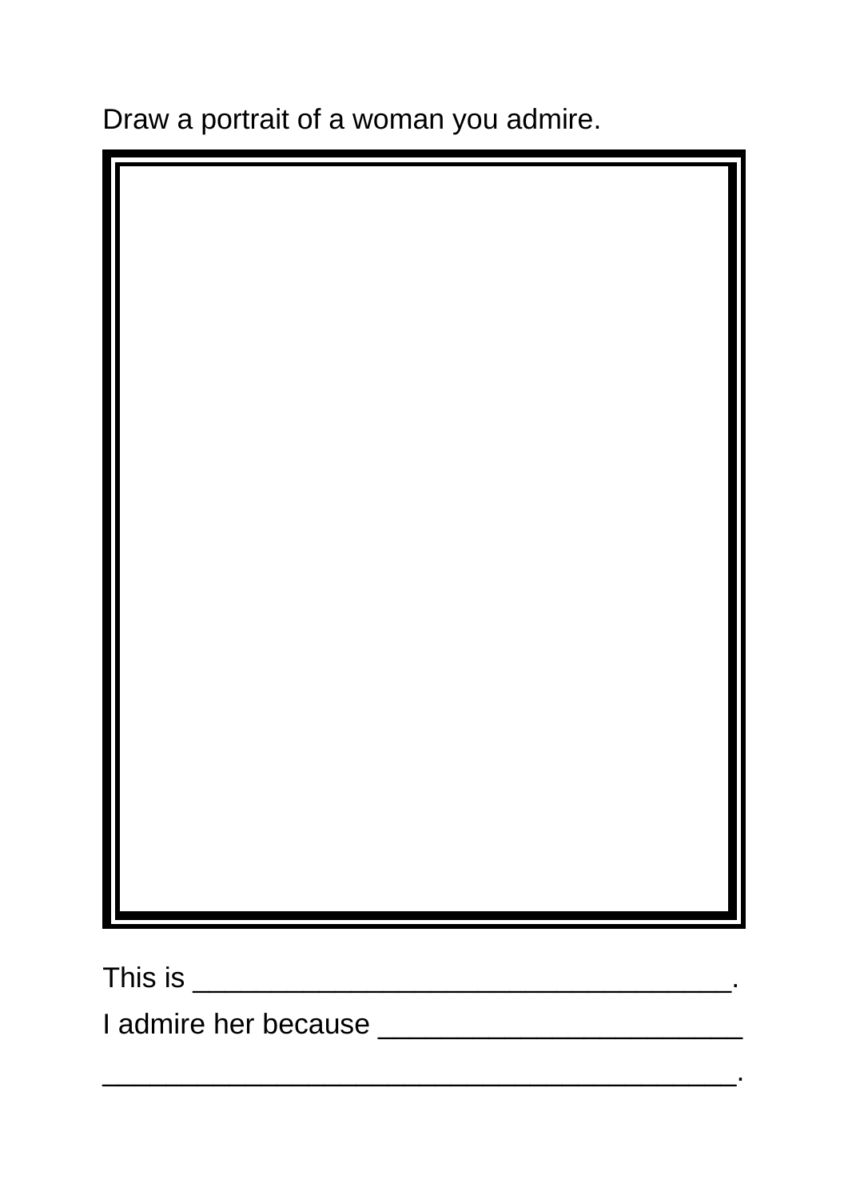Draw a portrait of a woman you admire.

This is ___________________________________.

I admire her because ________________________

___________________________________________.